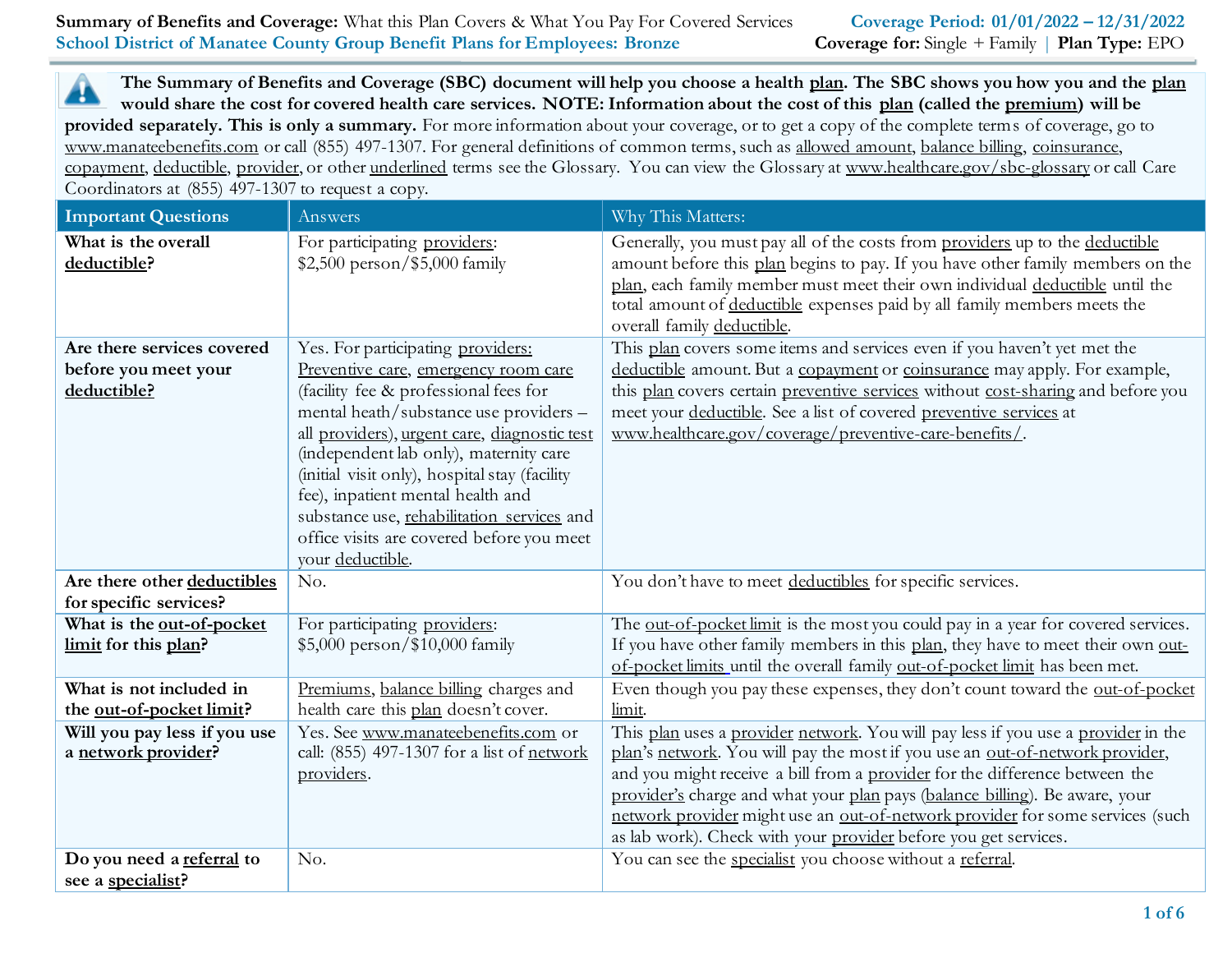**Summary of Benefits and Coverage:** What this Plan Covers & What You Pay For Covered Services

**Coverage Period: 01/01/2022 – 12/31/2022**

**School District of Manatee County Group Benefit Plans for Employees: Bronze**

**Coverage for:** Single + Family | **Plan Type:** EPO

**The Summary of Benefits and Coverage (SBC) document will help you choose a health plan. The SBC shows you how you and the plan would share the cost for covered health care services. NOTE: Information about the cost of this plan (called the premium) will be provided separately. This is only a summary.** For more information about your coverage, or to get a copy of the complete terms of coverage, go to www.manateebenefits.com or call (855) 497-1307. For general definitions of common terms, such as allowed amount, balance billing, coinsurance, copayment, deductible, provider, or other underlined terms see the Glossary. You can view the Glossary at www.healthcare.gov/sbc-glossary or call Care Coordinators at (855) 497-1307 to request a copy.

| Important Questions | Answers | Why This Matters: |
| --- | --- | --- |
| **What is the overall deductible?** | For participating providers: $2,500 person/$5,000 family | Generally, you must pay all of the costs from providers up to the deductible amount before this plan begins to pay. If you have other family members on the plan, each family member must meet their own individual deductible until the total amount of deductible expenses paid by all family members meets the overall family deductible. |
| **Are there services covered before you meet your deductible?** | Yes. For participating providers: Preventive care, emergency room care (facility fee & professional fees for mental heath/substance use providers – all providers), urgent care, diagnostic test (independent lab only), maternity care (initial visit only), hospital stay (facility fee), inpatient mental health and substance use, rehabilitation services and office visits are covered before you meet your deductible. | This plan covers some items and services even if you haven't yet met the deductible amount. But a copayment or coinsurance may apply. For example, this plan covers certain preventive services without cost-sharing and before you meet your deductible. See a list of covered preventive services at www.healthcare.gov/coverage/preventive-care-benefits/. |
| **Are there other deductibles for specific services?** | No. | You don't have to meet deductibles for specific services. |
| **What is the out-of-pocket limit for this plan?** | For participating providers: $5,000 person/$10,000 family | The out-of-pocket limit is the most you could pay in a year for covered services. If you have other family members in this plan, they have to meet their own out-of-pocket limits until the overall family out-of-pocket limit has been met. |
| **What is not included in the out-of-pocket limit?** | Premiums, balance billing charges and health care this plan doesn't cover. | Even though you pay these expenses, they don't count toward the out-of-pocket limit. |
| **Will you pay less if you use a network provider?** | Yes. See www.manateebenefits.com or call: (855) 497-1307 for a list of network providers. | This plan uses a provider network. You will pay less if you use a provider in the plan's network. You will pay the most if you use an out-of-network provider, and you might receive a bill from a provider for the difference between the provider's charge and what your plan pays (balance billing). Be aware, your network provider might use an out-of-network provider for some services (such as lab work). Check with your provider before you get services. |
| **Do you need a referral to see a specialist?** | No. | You can see the specialist you choose without a referral. |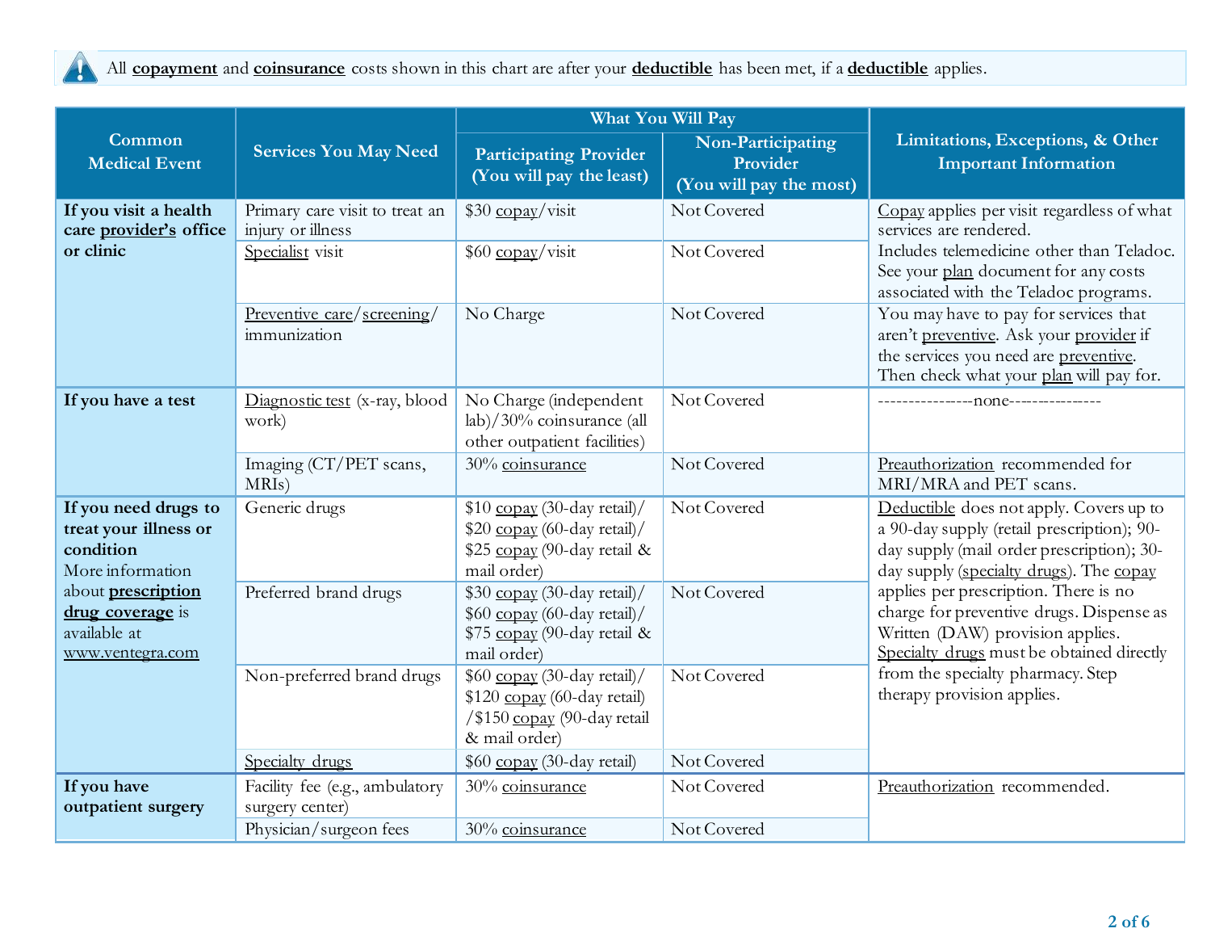All **copayment** and **coinsurance** costs shown in this chart are after your **deductible** has been met, if a **deductible** applies.

| Common Medical Event | Services You May Need | What You Will Pay | | Limitations, Exceptions, & Other Important Information |
|---|---|---|---|---|
| | | Participating Provider (You will pay the least) | Non-Participating Provider (You will pay the most) | |
| **If you visit a health care provider's office or clinic** | Primary care visit to treat an injury or illness | $30 copay/visit | Not Covered | Copay applies per visit regardless of what services are rendered. Includes telemedicine other than Teladoc. See your plan document for any costs associated with the Teladoc programs. |
| | Specialist visit | $60 copay/visit | Not Covered | |
| | Preventive care/screening/ immunization | No Charge | Not Covered | You may have to pay for services that aren't preventive. Ask your provider if the services you need are preventive. Then check what your plan will pay for. |
| **If you have a test** | Diagnostic test (x-ray, blood work) | No Charge (independent lab)/30% coinsurance (all other outpatient facilities) | Not Covered | ----------------none--------------- |
| | Imaging (CT/PET scans, MRIs) | 30% coinsurance | Not Covered | Preauthorization recommended for MRI/MRA and PET scans. |
| **If you need drugs to treat your illness or condition** More information about **prescription drug coverage** is available at www.ventegra.com | Generic drugs | $10 copay (30-day retail)/ $20 copay (60-day retail)/ $25 copay (90-day retail & mail order) | Not Covered | Deductible does not apply. Covers up to a 90-day supply (retail prescription); 90-day supply (mail order prescription); 30-day supply (specialty drugs). The copay applies per prescription. There is no charge for preventive drugs. Dispense as Written (DAW) provision applies. Specialty drugs must be obtained directly from the specialty pharmacy. Step therapy provision applies. |
| | Preferred brand drugs | $30 copay (30-day retail)/ $60 copay (60-day retail)/ $75 copay (90-day retail & mail order) | Not Covered | |
| | Non-preferred brand drugs | $60 copay (30-day retail)/ $120 copay (60-day retail) /$150 copay (90-day retail & mail order) | Not Covered | |
| | Specialty drugs | $60 copay (30-day retail) | Not Covered | |
| **If you have outpatient surgery** | Facility fee (e.g., ambulatory surgery center) | 30% coinsurance | Not Covered | Preauthorization recommended. |
| | Physician/surgeon fees | 30% coinsurance | Not Covered | |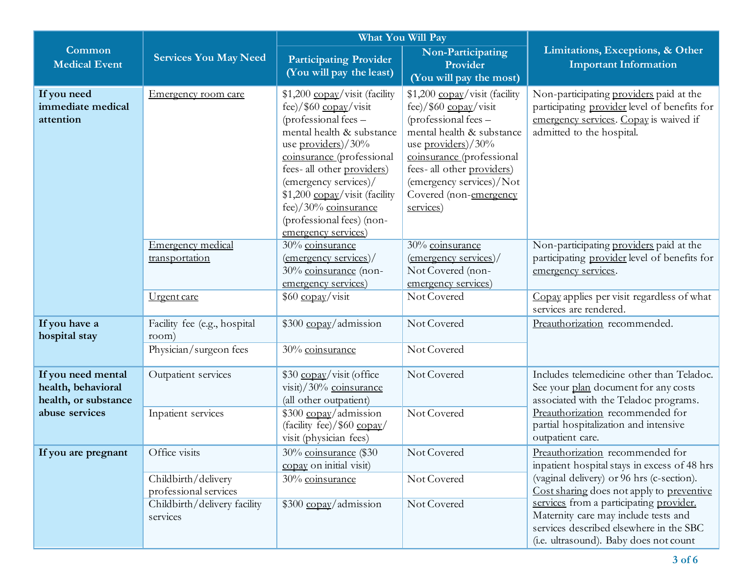| Common Medical Event | Services You May Need | What You Will Pay | | Limitations, Exceptions, & Other Important Information |
|---|---|---|---|---|
| | | Participating Provider (You will pay the least) | Non-Participating Provider (You will pay the most) | |
| **If you need immediate medical attention** | Emergency room care | $1,200 copay/visit (facility fee)/$60 copay/visit (professional fees – mental health & substance use providers)/30% coinsurance (professional fees- all other providers) (emergency services)/ $1,200 copay/visit (facility fee)/30% coinsurance (professional fees) (non-emergency services) | $1,200 copay/visit (facility fee)/$60 copay/visit (professional fees – mental health & substance use providers)/30% coinsurance (professional fees- all other providers) (emergency services)/Not Covered (non-emergency services) | Non-participating providers paid at the participating provider level of benefits for emergency services. Copay is waived if admitted to the hospital. |
| | Emergency medical transportation | 30% coinsurance (emergency services)/ 30% coinsurance (non-emergency services) | 30% coinsurance (emergency services)/ Not Covered (non-emergency services) | Non-participating providers paid at the participating provider level of benefits for emergency services. |
| | Urgent care | $60 copay/visit | Not Covered | Copay applies per visit regardless of what services are rendered. |
| **If you have a hospital stay** | Facility fee (e.g., hospital room) | $300 copay/admission | Not Covered | Preauthorization recommended. |
| | Physician/surgeon fees | 30% coinsurance | Not Covered | |
| **If you need mental health, behavioral health, or substance abuse services** | Outpatient services | $30 copay/visit (office visit)/30% coinsurance (all other outpatient) | Not Covered | Includes telemedicine other than Teladoc. See your plan document for any costs associated with the Teladoc programs. Preauthorization recommended for partial hospitalization and intensive outpatient care. |
| | Inpatient services | $300 copay/admission (facility fee)/$60 copay/ visit (physician fees) | Not Covered | |
| **If you are pregnant** | Office visits | 30% coinsurance ($30 copay on initial visit) | Not Covered | Preauthorization recommended for inpatient hospital stays in excess of 48 hrs (vaginal delivery) or 96 hrs (c-section). Cost sharing does not apply to preventive services from a participating provider. Maternity care may include tests and services described elsewhere in the SBC (i.e. ultrasound). Baby does not count |
| | Childbirth/delivery professional services | 30% coinsurance | Not Covered | |
| | Childbirth/delivery facility services | $300 copay/admission | Not Covered | |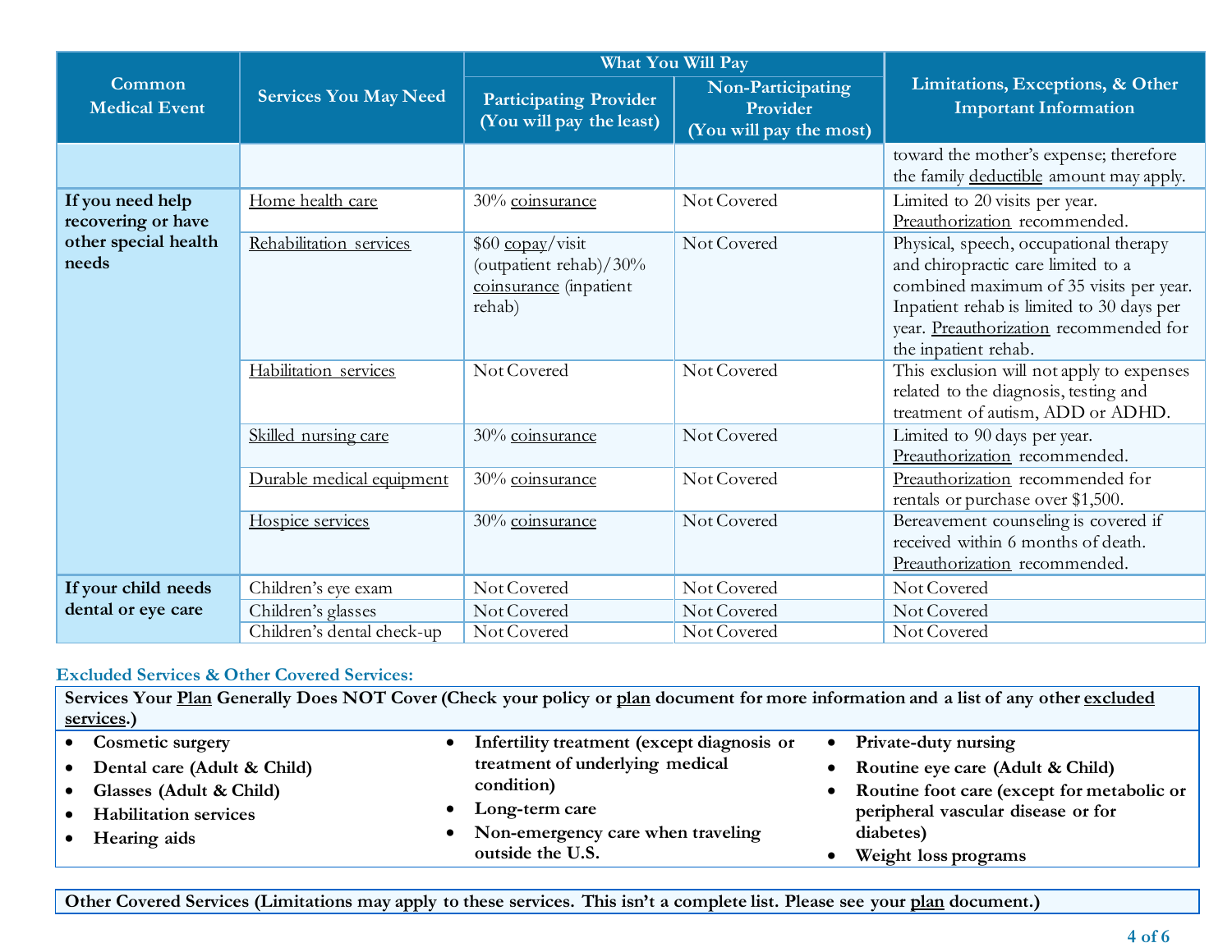| Common Medical Event | Services You May Need | What You Will Pay | | Limitations, Exceptions, & Other Important Information |
|---|---|---|---|---|
| | | Participating Provider (You will pay the least) | Non-Participating Provider (You will pay the most) | |
| | | | | toward the mother's expense; therefore the family deductible amount may apply. |
| **If you need help recovering or have other special health needs** | Home health care | 30% coinsurance | Not Covered | Limited to 20 visits per year. Preauthorization recommended. |
| | Rehabilitation services | $60 copay/visit (outpatient rehab)/30% coinsurance (inpatient rehab) | Not Covered | Physical, speech, occupational therapy and chiropractic care limited to a combined maximum of 35 visits per year. Inpatient rehab is limited to 30 days per year. Preauthorization recommended for the inpatient rehab. |
| | Habilitation services | Not Covered | Not Covered | This exclusion will not apply to expenses related to the diagnosis, testing and treatment of autism, ADD or ADHD. |
| | Skilled nursing care | 30% coinsurance | Not Covered | Limited to 90 days per year. Preauthorization recommended. |
| | Durable medical equipment | 30% coinsurance | Not Covered | Preauthorization recommended for rentals or purchase over $1,500. |
| | Hospice services | 30% coinsurance | Not Covered | Bereavement counseling is covered if received within 6 months of death. Preauthorization recommended. |
| **If your child needs dental or eye care** | Children's eye exam | Not Covered | Not Covered | Not Covered |
| | Children's glasses | Not Covered | Not Covered | Not Covered |
| | Children's dental check-up | Not Covered | Not Covered | Not Covered |

## Excluded Services & Other Covered Services:

**Services Your Plan Generally Does NOT Cover (Check your policy or plan document for more information and a list of any other excluded services.)**

- **Cosmetic surgery**
- **Dental care (Adult & Child)**
- **Glasses (Adult & Child)**
- **Habilitation services**
- **Hearing aids**
- **Infertility treatment (except diagnosis or treatment of underlying medical condition)**
- **Long-term care**
- **Non-emergency care when traveling outside the U.S.**
- **Private-duty nursing**
- **Routine eye care (Adult & Child)**
- **Routine foot care (except for metabolic or peripheral vascular disease or for diabetes)**
- **Weight loss programs**

**Other Covered Services (Limitations may apply to these services. This isn't a complete list. Please see your plan document.)**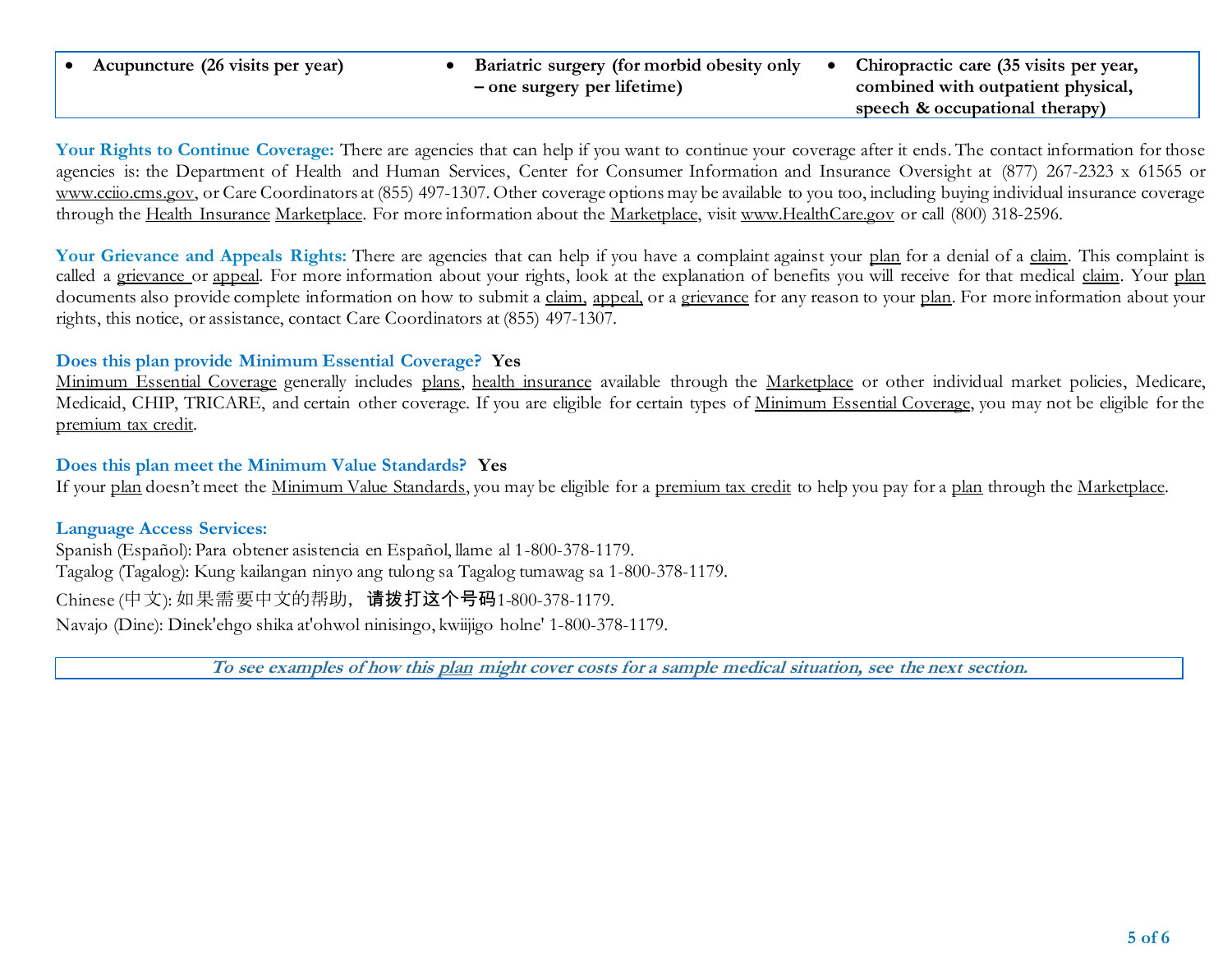| • **Acupuncture (26 visits per year)** | • **Bariatric surgery (for morbid obesity only – one surgery per lifetime)** | • **Chiropractic care (35 visits per year, combined with outpatient physical, speech & occupational therapy)** |
|---|---|---|

**Your Rights to Continue Coverage:** There are agencies that can help if you want to continue your coverage after it ends. The contact information for those agencies is: the Department of Health and Human Services, Center for Consumer Information and Insurance Oversight at (877) 267-2323 x 61565 or www.cciio.cms.gov, or Care Coordinators at (855) 497-1307. Other coverage options may be available to you too, including buying individual insurance coverage through the Health Insurance Marketplace. For more information about the Marketplace, visit www.HealthCare.gov or call (800) 318-2596.

**Your Grievance and Appeals Rights:** There are agencies that can help if you have a complaint against your plan for a denial of a claim. This complaint is called a grievance or appeal. For more information about your rights, look at the explanation of benefits you will receive for that medical claim. Your plan documents also provide complete information on how to submit a claim, appeal, or a grievance for any reason to your plan. For more information about your rights, this notice, or assistance, contact Care Coordinators at (855) 497-1307.

**Does this plan provide Minimum Essential Coverage? Yes**

Minimum Essential Coverage generally includes plans, health insurance available through the Marketplace or other individual market policies, Medicare, Medicaid, CHIP, TRICARE, and certain other coverage. If you are eligible for certain types of Minimum Essential Coverage, you may not be eligible for the premium tax credit.

**Does this plan meet the Minimum Value Standards? Yes**

If your plan doesn't meet the Minimum Value Standards, you may be eligible for a premium tax credit to help you pay for a plan through the Marketplace.

**Language Access Services:**

Spanish (Español): Para obtener asistencia en Español, llame al 1-800-378-1179.
Tagalog (Tagalog): Kung kailangan ninyo ang tulong sa Tagalog tumawag sa 1-800-378-1179.
Chinese (中文): 如果需要中文的帮助，**请拨打这个号码**1-800-378-1179.
Navajo (Dine): Dinek'ehgo shika at'ohwol ninisingo, kwiijigo holne' 1-800-378-1179.

***To see examples of how this plan might cover costs for a sample medical situation, see the next section.***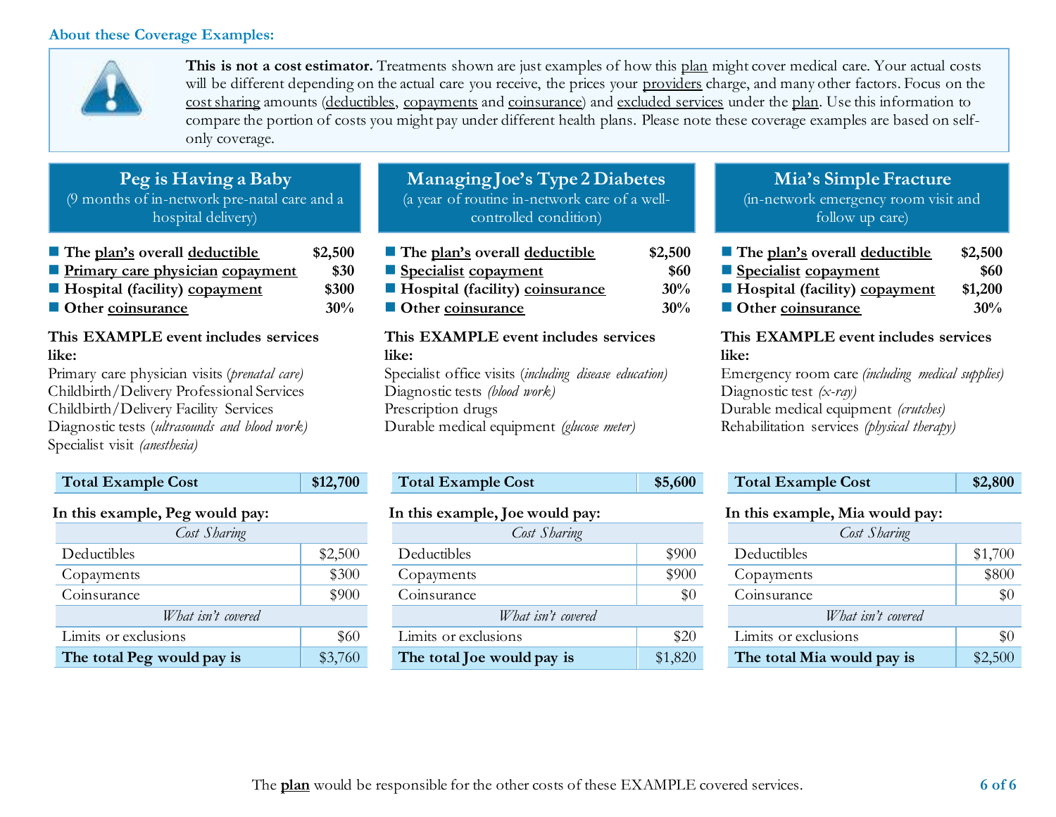### About these Coverage Examples:

**This is not a cost estimator.** Treatments shown are just examples of how this plan might cover medical care. Your actual costs will be different depending on the actual care you receive, the prices your providers charge, and many other factors. Focus on the cost sharing amounts (deductibles, copayments and coinsurance) and excluded services under the plan. Use this information to compare the portion of costs you might pay under different health plans. Please note these coverage examples are based on self-only coverage.

## Peg is Having a Baby

(9 months of in-network pre-natal care and a hospital delivery)

- **The plan's overall deductible** — **$2,500**
- **Primary care physician copayment** — **$30**
- **Hospital (facility) copayment** — **$300**
- **Other coinsurance** — **30%**

**This EXAMPLE event includes services like:**

Primary care physician visits *(prenatal care)*
Childbirth/Delivery Professional Services
Childbirth/Delivery Facility Services
Diagnostic tests *(ultrasounds and blood work)*
Specialist visit *(anesthesia)*

| **Total Example Cost** | **$12,700** |
|---|---|

**In this example, Peg would pay:**

| *Cost Sharing* | |
|---|---|
| Deductibles | $2,500 |
| Copayments | $300 |
| Coinsurance | $900 |
| *What isn't covered* | |
| Limits or exclusions | $60 |
| **The total Peg would pay is** | $3,760 |

## Managing Joe's Type 2 Diabetes

(a year of routine in-network care of a well-controlled condition)

- **The plan's overall deductible** — **$2,500**
- **Specialist copayment** — **$60**
- **Hospital (facility) coinsurance** — **30%**
- **Other coinsurance** — **30%**

**This EXAMPLE event includes services like:**

Specialist office visits *(including disease education)*
Diagnostic tests *(blood work)*
Prescription drugs
Durable medical equipment *(glucose meter)*

| **Total Example Cost** | **$5,600** |
|---|---|

**In this example, Joe would pay:**

| *Cost Sharing* | |
|---|---|
| Deductibles | $900 |
| Copayments | $900 |
| Coinsurance | $0 |
| *What isn't covered* | |
| Limits or exclusions | $20 |
| **The total Joe would pay is** | $1,820 |

## Mia's Simple Fracture

(in-network emergency room visit and follow up care)

- **The plan's overall deductible** — **$2,500**
- **Specialist copayment** — **$60**
- **Hospital (facility) copayment** — **$1,200**
- **Other coinsurance** — **30%**

**This EXAMPLE event includes services like:**

Emergency room care *(including medical supplies)*
Diagnostic test *(x-ray)*
Durable medical equipment *(crutches)*
Rehabilitation services *(physical therapy)*

| **Total Example Cost** | **$2,800** |
|---|---|

**In this example, Mia would pay:**

| *Cost Sharing* | |
|---|---|
| Deductibles | $1,700 |
| Copayments | $800 |
| Coinsurance | $0 |
| *What isn't covered* | |
| Limits or exclusions | $0 |
| **The total Mia would pay is** | $2,500 |

The plan would be responsible for the other costs of these EXAMPLE covered services.